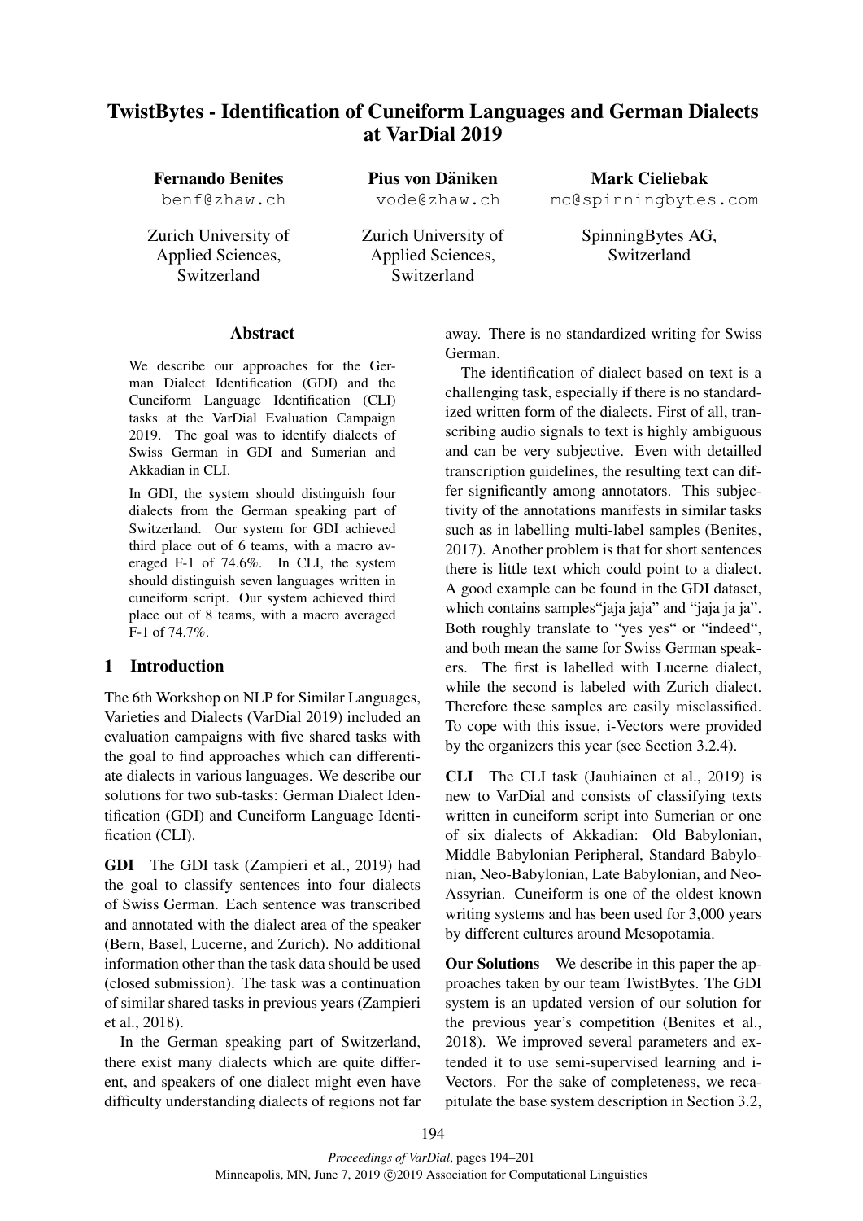# TwistBytes - Identification of Cuneiform Languages and German Dialects at VarDial 2019

**Fernando Benites**
benf@zhaw.ch
Zurich University of Applied Sciences, Switzerland

**Pius von Däniken**
vode@zhaw.ch
Zurich University of Applied Sciences, Switzerland

**Mark Cieliebak**
mc@spinningbytes.com
SpinningBytes AG, Switzerland

## Abstract

We describe our approaches for the German Dialect Identification (GDI) and the Cuneiform Language Identification (CLI) tasks at the VarDial Evaluation Campaign 2019. The goal was to identify dialects of Swiss German in GDI and Sumerian and Akkadian in CLI.

In GDI, the system should distinguish four dialects from the German speaking part of Switzerland. Our system for GDI achieved third place out of 6 teams, with a macro averaged F-1 of 74.6%. In CLI, the system should distinguish seven languages written in cuneiform script. Our system achieved third place out of 8 teams, with a macro averaged F-1 of 74.7%.

## 1 Introduction

The 6th Workshop on NLP for Similar Languages, Varieties and Dialects (VarDial 2019) included an evaluation campaigns with five shared tasks with the goal to find approaches which can differentiate dialects in various languages. We describe our solutions for two sub-tasks: German Dialect Identification (GDI) and Cuneiform Language Identification (CLI).

**GDI** The GDI task (Zampieri et al., 2019) had the goal to classify sentences into four dialects of Swiss German. Each sentence was transcribed and annotated with the dialect area of the speaker (Bern, Basel, Lucerne, and Zurich). No additional information other than the task data should be used (closed submission). The task was a continuation of similar shared tasks in previous years (Zampieri et al., 2018).

In the German speaking part of Switzerland, there exist many dialects which are quite different, and speakers of one dialect might even have difficulty understanding dialects of regions not far away. There is no standardized writing for Swiss German.

The identification of dialect based on text is a challenging task, especially if there is no standardized written form of the dialects. First of all, transcribing audio signals to text is highly ambiguous and can be very subjective. Even with detailled transcription guidelines, the resulting text can differ significantly among annotators. This subjectivity of the annotations manifests in similar tasks such as in labelling multi-label samples (Benites, 2017). Another problem is that for short sentences there is little text which could point to a dialect. A good example can be found in the GDI dataset, which contains samples"jaja jaja" and "jaja ja ja". Both roughly translate to "yes yes" or "indeed", and both mean the same for Swiss German speakers. The first is labelled with Lucerne dialect, while the second is labeled with Zurich dialect. Therefore these samples are easily misclassified. To cope with this issue, i-Vectors were provided by the organizers this year (see Section 3.2.4).

**CLI** The CLI task (Jauhiainen et al., 2019) is new to VarDial and consists of classifying texts written in cuneiform script into Sumerian or one of six dialects of Akkadian: Old Babylonian, Middle Babylonian Peripheral, Standard Babylonian, Neo-Babylonian, Late Babylonian, and Neo-Assyrian. Cuneiform is one of the oldest known writing systems and has been used for 3,000 years by different cultures around Mesopotamia.

**Our Solutions** We describe in this paper the approaches taken by our team TwistBytes. The GDI system is an updated version of our solution for the previous year's competition (Benites et al., 2018). We improved several parameters and extended it to use semi-supervised learning and i-Vectors. For the sake of completeness, we recapitulate the base system description in Section 3.2,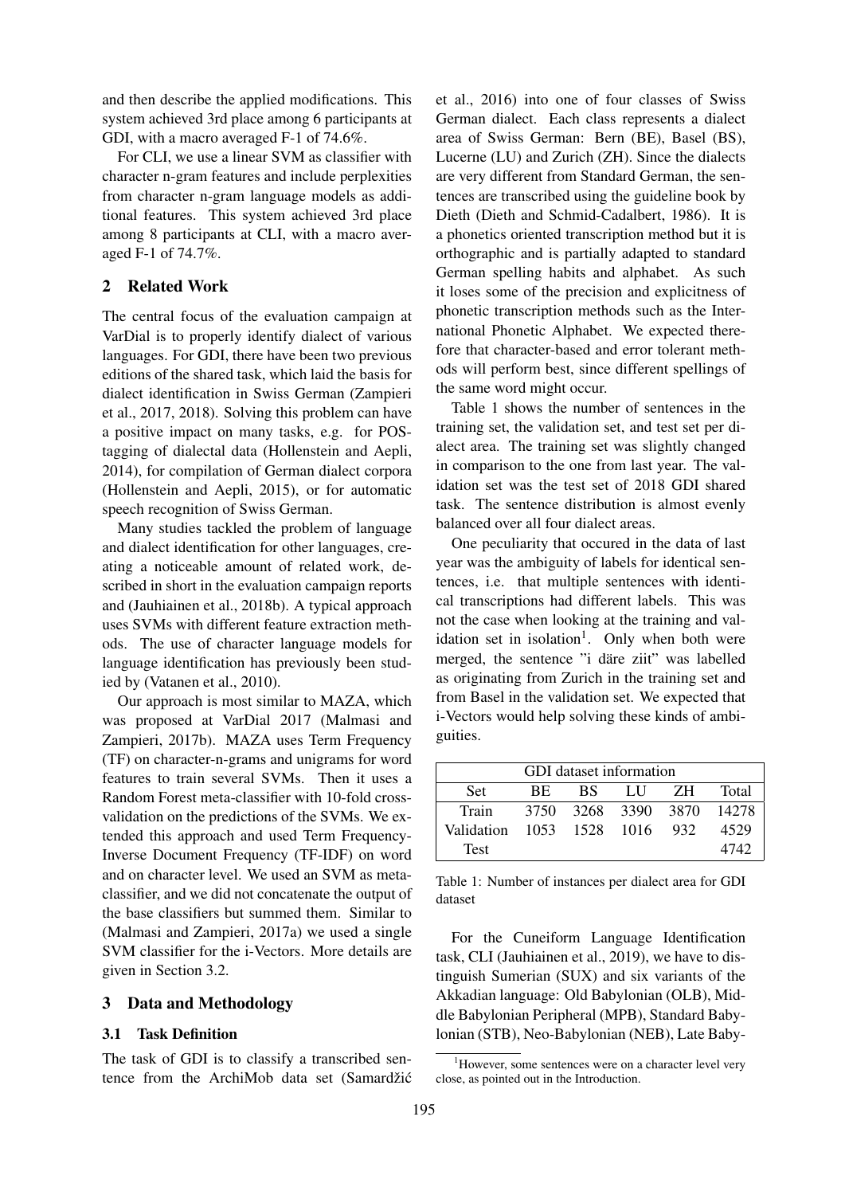and then describe the applied modifications. This system achieved 3rd place among 6 participants at GDI, with a macro averaged F-1 of 74.6%.

For CLI, we use a linear SVM as classifier with character n-gram features and include perplexities from character n-gram language models as additional features. This system achieved 3rd place among 8 participants at CLI, with a macro averaged F-1 of 74.7%.

## 2 Related Work

The central focus of the evaluation campaign at VarDial is to properly identify dialect of various languages. For GDI, there have been two previous editions of the shared task, which laid the basis for dialect identification in Swiss German (Zampieri et al., 2017, 2018). Solving this problem can have a positive impact on many tasks, e.g. for POS-tagging of dialectal data (Hollenstein and Aepli, 2014), for compilation of German dialect corpora (Hollenstein and Aepli, 2015), or for automatic speech recognition of Swiss German.

Many studies tackled the problem of language and dialect identification for other languages, creating a noticeable amount of related work, described in short in the evaluation campaign reports and (Jauhiainen et al., 2018b). A typical approach uses SVMs with different feature extraction methods. The use of character language models for language identification has previously been studied by (Vatanen et al., 2010).

Our approach is most similar to MAZA, which was proposed at VarDial 2017 (Malmasi and Zampieri, 2017b). MAZA uses Term Frequency (TF) on character-n-grams and unigrams for word features to train several SVMs. Then it uses a Random Forest meta-classifier with 10-fold cross-validation on the predictions of the SVMs. We extended this approach and used Term Frequency-Inverse Document Frequency (TF-IDF) on word and on character level. We used an SVM as meta-classifier, and we did not concatenate the output of the base classifiers but summed them. Similar to (Malmasi and Zampieri, 2017a) we used a single SVM classifier for the i-Vectors. More details are given in Section 3.2.

## 3 Data and Methodology

### 3.1 Task Definition

The task of GDI is to classify a transcribed sentence from the ArchiMob data set (Samardžić et al., 2016) into one of four classes of Swiss German dialect. Each class represents a dialect area of Swiss German: Bern (BE), Basel (BS), Lucerne (LU) and Zurich (ZH). Since the dialects are very different from Standard German, the sentences are transcribed using the guideline book by Dieth (Dieth and Schmid-Cadalbert, 1986). It is a phonetics oriented transcription method but it is orthographic and is partially adapted to standard German spelling habits and alphabet. As such it loses some of the precision and explicitness of phonetic transcription methods such as the International Phonetic Alphabet. We expected therefore that character-based and error tolerant methods will perform best, since different spellings of the same word might occur.

Table 1 shows the number of sentences in the training set, the validation set, and test set per dialect area. The training set was slightly changed in comparison to the one from last year. The validation set was the test set of 2018 GDI shared task. The sentence distribution is almost evenly balanced over all four dialect areas.

One peculiarity that occured in the data of last year was the ambiguity of labels for identical sentences, i.e. that multiple sentences with identical transcriptions had different labels. This was not the case when looking at the training and validation set in isolation[1]. Only when both were merged, the sentence "i däre ziit" was labelled as originating from Zurich in the training set and from Basel in the validation set. We expected that i-Vectors would help solving these kinds of ambiguities.

| GDI dataset information | | | | | |
|---|---|---|---|---|---|
| Set | BE | BS | LU | ZH | Total |
| Train | 3750 | 3268 | 3390 | 3870 | 14278 |
| Validation | 1053 | 1528 | 1016 | 932 | 4529 |
| Test | | | | | 4742 |

Table 1: Number of instances per dialect area for GDI dataset

For the Cuneiform Language Identification task, CLI (Jauhiainen et al., 2019), we have to distinguish Sumerian (SUX) and six variants of the Akkadian language: Old Babylonian (OLB), Middle Babylonian Peripheral (MPB), Standard Babylonian (STB), Neo-Babylonian (NEB), Late Baby-

[1]However, some sentences were on a character level very close, as pointed out in the Introduction.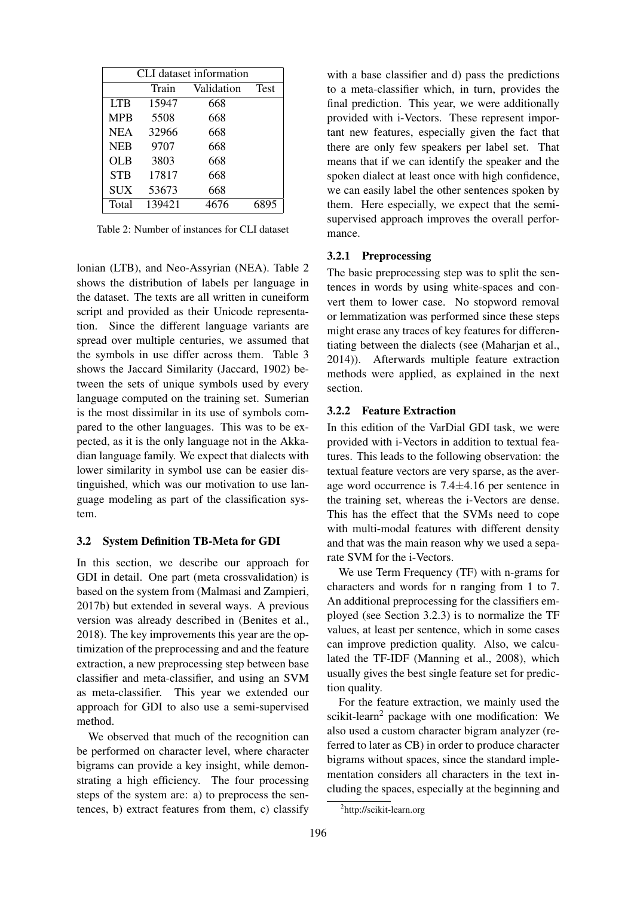| CLI dataset information | | | |
|---|---|---|---|
| | Train | Validation | Test |
| LTB | 15947 | 668 | |
| MPB | 5508 | 668 | |
| NEA | 32966 | 668 | |
| NEB | 9707 | 668 | |
| OLB | 3803 | 668 | |
| STB | 17817 | 668 | |
| SUX | 53673 | 668 | |
| Total | 139421 | 4676 | 6895 |

Table 2: Number of instances for CLI dataset

lonian (LTB), and Neo-Assyrian (NEA). Table 2 shows the distribution of labels per language in the dataset. The texts are all written in cuneiform script and provided as their Unicode representation. Since the different language variants are spread over multiple centuries, we assumed that the symbols in use differ across them. Table 3 shows the Jaccard Similarity (Jaccard, 1902) between the sets of unique symbols used by every language computed on the training set. Sumerian is the most dissimilar in its use of symbols compared to the other languages. This was to be expected, as it is the only language not in the Akkadian language family. We expect that dialects with lower similarity in symbol use can be easier distinguished, which was our motivation to use language modeling as part of the classification system.

### 3.2 System Definition TB-Meta for GDI

In this section, we describe our approach for GDI in detail. One part (meta crossvalidation) is based on the system from (Malmasi and Zampieri, 2017b) but extended in several ways. A previous version was already described in (Benites et al., 2018). The key improvements this year are the optimization of the preprocessing and and the feature extraction, a new preprocessing step between base classifier and meta-classifier, and using an SVM as meta-classifier. This year we extended our approach for GDI to also use a semi-supervised method.

We observed that much of the recognition can be performed on character level, where character bigrams can provide a key insight, while demonstrating a high efficiency. The four processing steps of the system are: a) to preprocess the sentences, b) extract features from them, c) classify with a base classifier and d) pass the predictions to a meta-classifier which, in turn, provides the final prediction. This year, we were additionally provided with i-Vectors. These represent important new features, especially given the fact that there are only few speakers per label set. That means that if we can identify the speaker and the spoken dialect at least once with high confidence, we can easily label the other sentences spoken by them. Here especially, we expect that the semi-supervised approach improves the overall performance.

#### 3.2.1 Preprocessing

The basic preprocessing step was to split the sentences in words by using white-spaces and convert them to lower case. No stopword removal or lemmatization was performed since these steps might erase any traces of key features for differentiating between the dialects (see (Maharjan et al., 2014)). Afterwards multiple feature extraction methods were applied, as explained in the next section.

#### 3.2.2 Feature Extraction

In this edition of the VarDial GDI task, we were provided with i-Vectors in addition to textual features. This leads to the following observation: the textual feature vectors are very sparse, as the average word occurrence is $7.4 \pm 4.16$ per sentence in the training set, whereas the i-Vectors are dense. This has the effect that the SVMs need to cope with multi-modal features with different density and that was the main reason why we used a separate SVM for the i-Vectors.

We use Term Frequency (TF) with n-grams for characters and words for n ranging from 1 to 7. An additional preprocessing for the classifiers employed (see Section 3.2.3) is to normalize the TF values, at least per sentence, which in some cases can improve prediction quality. Also, we calculated the TF-IDF (Manning et al., 2008), which usually gives the best single feature set for prediction quality.

For the feature extraction, we mainly used the scikit-learn[2] package with one modification: We also used a custom character bigram analyzer (referred to later as CB) in order to produce character bigrams without spaces, since the standard implementation considers all characters in the text including the spaces, especially at the beginning and

[2] http://scikit-learn.org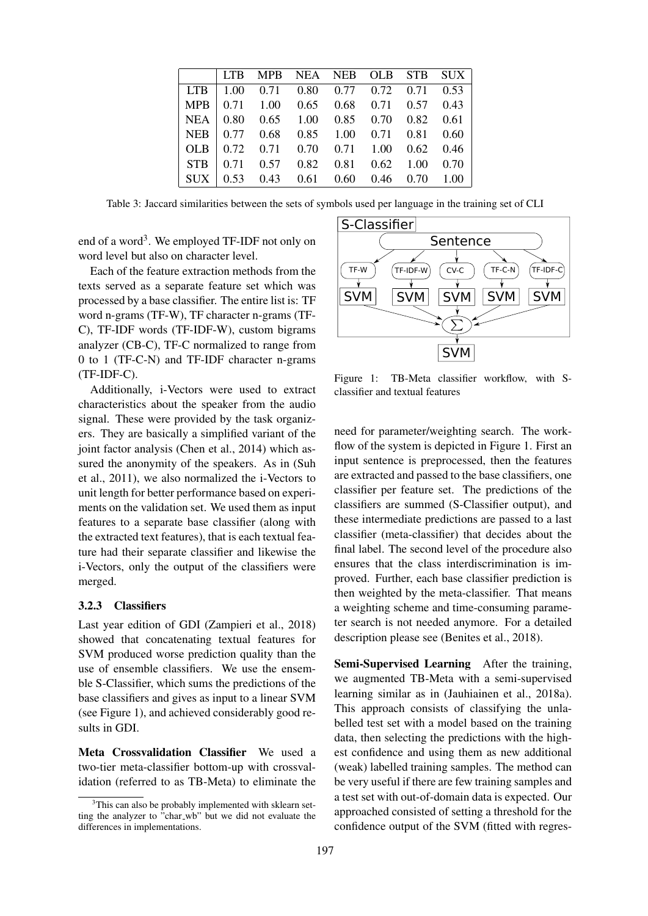|  | LTB | MPB | NEA | NEB | OLB | STB | SUX |
|---|---|---|---|---|---|---|---|
| LTB | 1.00 | 0.71 | 0.80 | 0.77 | 0.72 | 0.71 | 0.53 |
| MPB | 0.71 | 1.00 | 0.65 | 0.68 | 0.71 | 0.57 | 0.43 |
| NEA | 0.80 | 0.65 | 1.00 | 0.85 | 0.70 | 0.82 | 0.61 |
| NEB | 0.77 | 0.68 | 0.85 | 1.00 | 0.71 | 0.81 | 0.60 |
| OLB | 0.72 | 0.71 | 0.70 | 0.71 | 1.00 | 0.62 | 0.46 |
| STB | 0.71 | 0.57 | 0.82 | 0.81 | 0.62 | 1.00 | 0.70 |
| SUX | 0.53 | 0.43 | 0.61 | 0.60 | 0.46 | 0.70 | 1.00 |

Table 3: Jaccard similarities between the sets of symbols used per language in the training set of CLI

end of a word[3]. We employed TF-IDF not only on word level but also on character level.

Each of the feature extraction methods from the texts served as a separate feature set which was processed by a base classifier. The entire list is: TF word n-grams (TF-W), TF character n-grams (TF-C), TF-IDF words (TF-IDF-W), custom bigrams analyzer (CB-C), TF-C normalized to range from 0 to 1 (TF-C-N) and TF-IDF character n-grams (TF-IDF-C).

Additionally, i-Vectors were used to extract characteristics about the speaker from the audio signal. These were provided by the task organizers. They are basically a simplified variant of the joint factor analysis (Chen et al., 2014) which assured the anonymity of the speakers. As in (Suh et al., 2011), we also normalized the i-Vectors to unit length for better performance based on experiments on the validation set. We used them as input features to a separate base classifier (along with the extracted text features), that is each textual feature had their separate classifier and likewise the i-Vectors, only the output of the classifiers were merged.

### 3.2.3 Classifiers

Last year edition of GDI (Zampieri et al., 2018) showed that concatenating textual features for SVM produced worse prediction quality than the use of ensemble classifiers. We use the ensemble S-Classifier, which sums the predictions of the base classifiers and gives as input to a linear SVM (see Figure 1), and achieved considerably good results in GDI.

**Meta Crossvalidation Classifier** We used a two-tier meta-classifier bottom-up with crossvalidation (referred to as TB-Meta) to eliminate the need for parameter/weighting search. The workflow of the system is depicted in Figure 1. First an input sentence is preprocessed, then the features are extracted and passed to the base classifiers, one classifier per feature set. The predictions of the classifiers are summed (S-Classifier output), and these intermediate predictions are passed to a last classifier (meta-classifier) that decides about the final label. The second level of the procedure also ensures that the class interdiscrimination is improved. Further, each base classifier prediction is then weighted by the meta-classifier. That means a weighting scheme and time-consuming parameter search is not needed anymore. For a detailed description please see (Benites et al., 2018).

Figure 1: TB-Meta classifier workflow, with S-classifier and textual features

**Semi-Supervised Learning** After the training, we augmented TB-Meta with a semi-supervised learning similar as in (Jauhiainen et al., 2018a). This approach consists of classifying the unlabelled test set with a model based on the training data, then selecting the predictions with the highest confidence and using them as new additional (weak) labelled training samples. The method can be very useful if there are few training samples and a test set with out-of-domain data is expected. Our approached consisted of setting a threshold for the confidence output of the SVM (fitted with regres-

[3]This can also be probably implemented with sklearn setting the analyzer to "char_wb" but we did not evaluate the differences in implementations.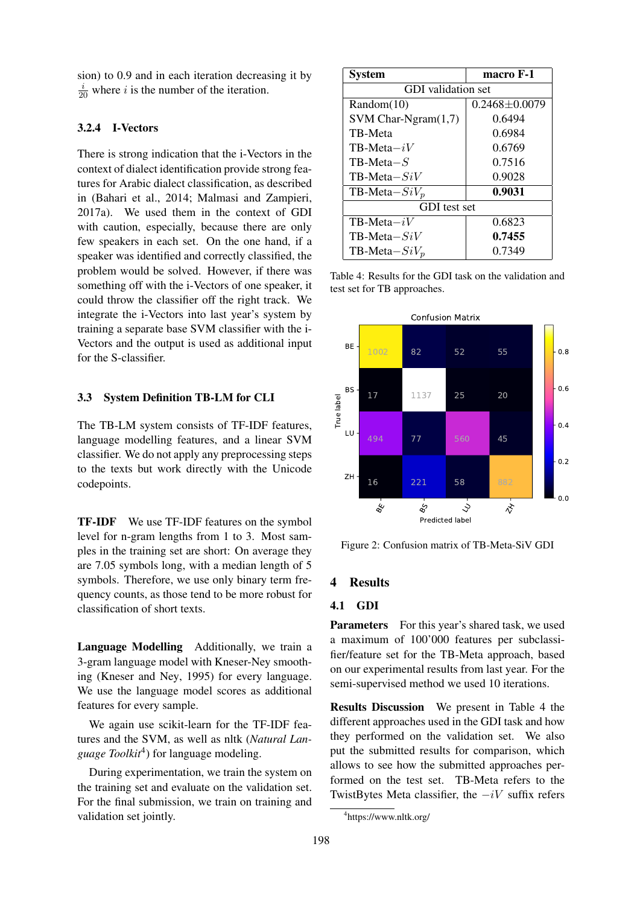sion) to 0.9 and in each iteration decreasing it by $\frac{i}{20}$ where $i$ is the number of the iteration.

#### 3.2.4 I-Vectors

There is strong indication that the i-Vectors in the context of dialect identification provide strong features for Arabic dialect classification, as described in (Bahari et al., 2014; Malmasi and Zampieri, 2017a). We used them in the context of GDI with caution, especially, because there are only few speakers in each set. On the one hand, if a speaker was identified and correctly classified, the problem would be solved. However, if there was something off with the i-Vectors of one speaker, it could throw the classifier off the right track. We integrate the i-Vectors into last year's system by training a separate base SVM classifier with the i-Vectors and the output is used as additional input for the S-classifier.

### 3.3 System Definition TB-LM for CLI

The TB-LM system consists of TF-IDF features, language modelling features, and a linear SVM classifier. We do not apply any preprocessing steps to the texts but work directly with the Unicode codepoints.

**TF-IDF** We use TF-IDF features on the symbol level for n-gram lengths from 1 to 3. Most samples in the training set are short: On average they are 7.05 symbols long, with a median length of 5 symbols. Therefore, we use only binary term frequency counts, as those tend to be more robust for classification of short texts.

**Language Modelling** Additionally, we train a 3-gram language model with Kneser-Ney smoothing (Kneser and Ney, 1995) for every language. We use the language model scores as additional features for every sample.

We again use scikit-learn for the TF-IDF features and the SVM, as well as nltk (*Natural Language Toolkit*[4]) for language modeling.

During experimentation, we train the system on the training set and evaluate on the validation set. For the final submission, we train on training and validation set jointly.

| System | macro F-1 |
|---|---|
| GDI validation set | |
| Random(10) | 0.2468±0.0079 |
| SVM Char-Ngram(1,7) | 0.6494 |
| TB-Meta | 0.6984 |
| TB-Meta$-iV$ | 0.6769 |
| TB-Meta$-S$ | 0.7516 |
| TB-Meta$-SiV$ | 0.9028 |
| TB-Meta$-SiV_p$ | **0.9031** |
| GDI test set | |
| TB-Meta$-iV$ | 0.6823 |
| TB-Meta$-SiV$ | **0.7455** |
| TB-Meta$-SiV_p$ | 0.7349 |

Table 4: Results for the GDI task on the validation and test set for TB approaches.

Confusion Matrix

| True label \ Predicted label | BE | BS | LU | ZH |
|---|---|---|---|---|
| BE | 1002 | 82 | 52 | 55 |
| BS | 17 | 1137 | 25 | 20 |
| LU | 494 | 77 | 560 | 45 |
| ZH | 16 | 221 | 58 | 882 |

Figure 2: Confusion matrix of TB-Meta-SiV GDI

## 4 Results

### 4.1 GDI

**Parameters** For this year's shared task, we used a maximum of 100'000 features per subclassifier/feature set for the TB-Meta approach, based on our experimental results from last year. For the semi-supervised method we used 10 iterations.

**Results Discussion** We present in Table 4 the different approaches used in the GDI task and how they performed on the validation set. We also put the submitted results for comparison, which allows to see how the submitted approaches performed on the test set. TB-Meta refers to the TwistBytes Meta classifier, the $-iV$ suffix refers

[4] https://www.nltk.org/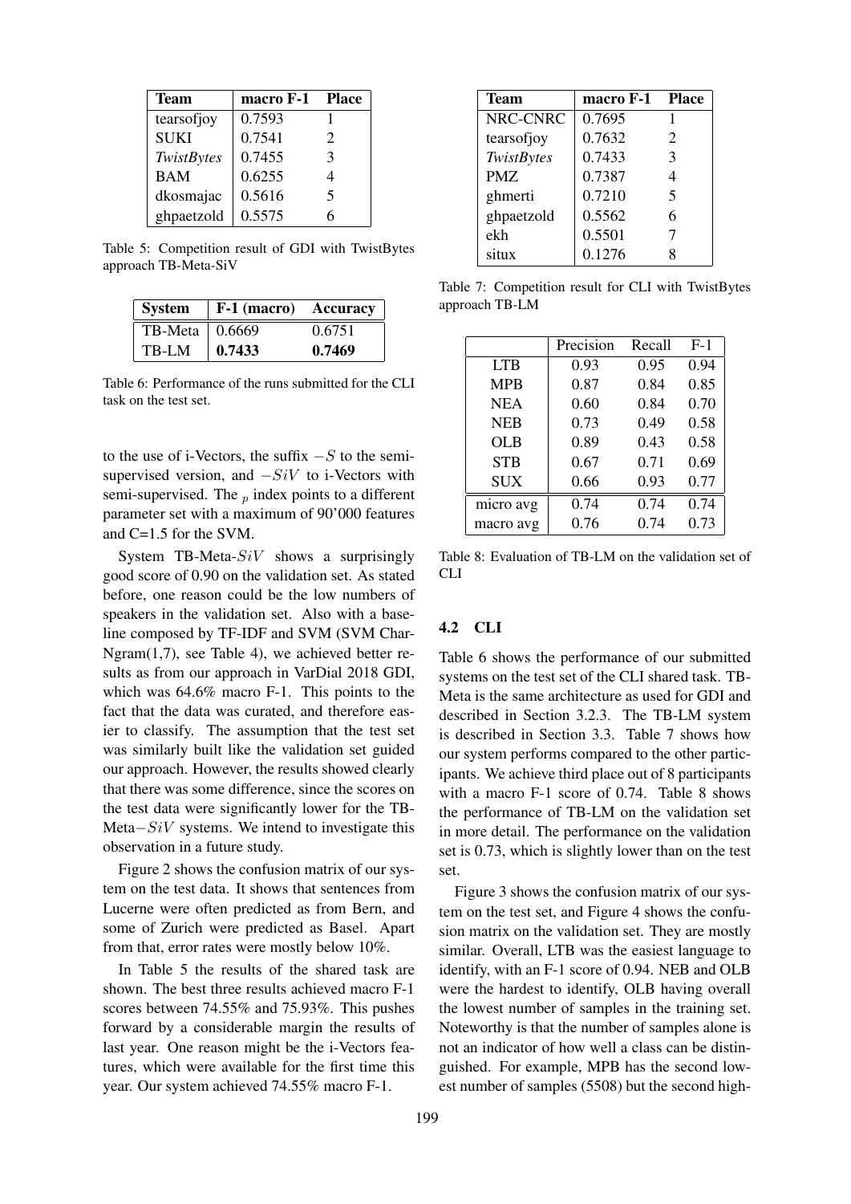| Team | macro F-1 | Place |
|---|---|---|
| tearsofjoy | 0.7593 | 1 |
| SUKI | 0.7541 | 2 |
| *TwistBytes* | 0.7455 | 3 |
| BAM | 0.6255 | 4 |
| dkosmajac | 0.5616 | 5 |
| ghpaetzold | 0.5575 | 6 |

Table 5: Competition result of GDI with TwistBytes approach TB-Meta-SiV

| System | F-1 (macro) | Accuracy |
|---|---|---|
| TB-Meta | 0.6669 | 0.6751 |
| TB-LM | **0.7433** | **0.7469** |

Table 6: Performance of the runs submitted for the CLI task on the test set.

to the use of i-Vectors, the suffix $-S$ to the semi-supervised version, and $-SiV$ to i-Vectors with semi-supervised. The $_p$ index points to a different parameter set with a maximum of 90'000 features and C=1.5 for the SVM.

System TB-Meta-$SiV$ shows a surprisingly good score of 0.90 on the validation set. As stated before, one reason could be the low numbers of speakers in the validation set. Also with a baseline composed by TF-IDF and SVM (SVM Char-Ngram(1,7), see Table 4), we achieved better results as from our approach in VarDial 2018 GDI, which was 64.6% macro F-1. This points to the fact that the data was curated, and therefore easier to classify. The assumption that the test set was similarly built like the validation set guided our approach. However, the results showed clearly that there was some difference, since the scores on the test data were significantly lower for the TB-Meta$-SiV$ systems. We intend to investigate this observation in a future study.

Figure 2 shows the confusion matrix of our system on the test data. It shows that sentences from Lucerne were often predicted as from Bern, and some of Zurich were predicted as Basel. Apart from that, error rates were mostly below 10%.

In Table 5 the results of the shared task are shown. The best three results achieved macro F-1 scores between 74.55% and 75.93%. This pushes forward by a considerable margin the results of last year. One reason might be the i-Vectors features, which were available for the first time this year. Our system achieved 74.55% macro F-1.

| Team | macro F-1 | Place |
|---|---|---|
| NRC-CNRC | 0.7695 | 1 |
| tearsofjoy | 0.7632 | 2 |
| *TwistBytes* | 0.7433 | 3 |
| PMZ | 0.7387 | 4 |
| ghmerti | 0.7210 | 5 |
| ghpaetzold | 0.5562 | 6 |
| ekh | 0.5501 | 7 |
| situx | 0.1276 | 8 |

Table 7: Competition result for CLI with TwistBytes approach TB-LM

| | Precision | Recall | F-1 |
|---|---|---|---|
| LTB | 0.93 | 0.95 | 0.94 |
| MPB | 0.87 | 0.84 | 0.85 |
| NEA | 0.60 | 0.84 | 0.70 |
| NEB | 0.73 | 0.49 | 0.58 |
| OLB | 0.89 | 0.43 | 0.58 |
| STB | 0.67 | 0.71 | 0.69 |
| SUX | 0.66 | 0.93 | 0.77 |
| micro avg | 0.74 | 0.74 | 0.74 |
| macro avg | 0.76 | 0.74 | 0.73 |

Table 8: Evaluation of TB-LM on the validation set of CLI

### 4.2 CLI

Table 6 shows the performance of our submitted systems on the test set of the CLI shared task. TB-Meta is the same architecture as used for GDI and described in Section 3.2.3. The TB-LM system is described in Section 3.3. Table 7 shows how our system performs compared to the other participants. We achieve third place out of 8 participants with a macro F-1 score of 0.74. Table 8 shows the performance of TB-LM on the validation set in more detail. The performance on the validation set is 0.73, which is slightly lower than on the test set.

Figure 3 shows the confusion matrix of our system on the test set, and Figure 4 shows the confusion matrix on the validation set. They are mostly similar. Overall, LTB was the easiest language to identify, with an F-1 score of 0.94. NEB and OLB were the hardest to identify, OLB having overall the lowest number of samples in the training set. Noteworthy is that the number of samples alone is not an indicator of how well a class can be distinguished. For example, MPB has the second lowest number of samples (5508) but the second high-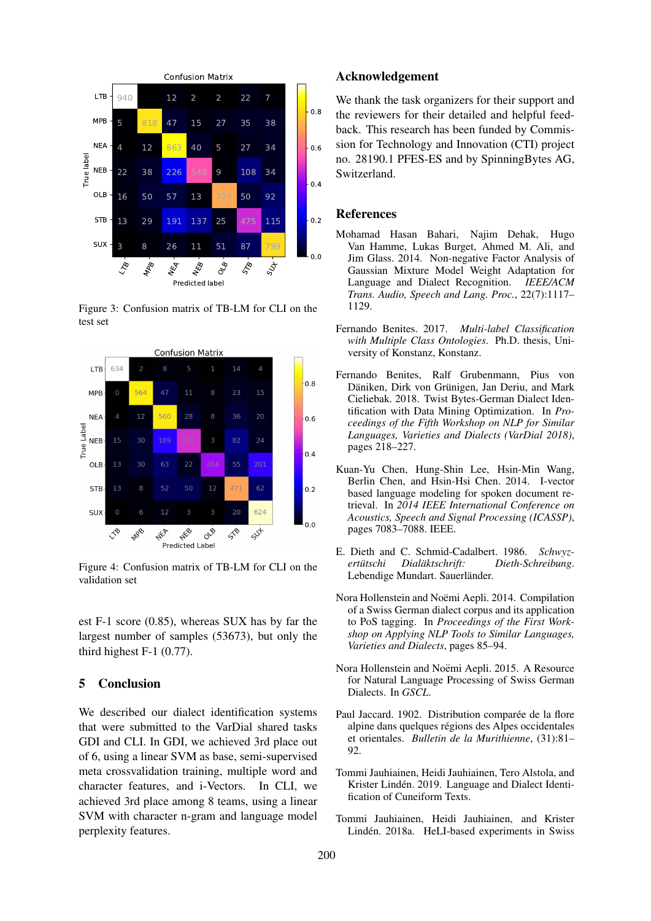Figure 3: Confusion matrix of TB-LM for CLI on the test set

Figure 4: Confusion matrix of TB-LM for CLI on the validation set

est F-1 score (0.85), whereas SUX has by far the largest number of samples (53673), but only the third highest F-1 (0.77).

## 5 Conclusion

We described our dialect identification systems that were submitted to the VarDial shared tasks GDI and CLI. In GDI, we achieved 3rd place out of 6, using a linear SVM as base, semi-supervised meta crossvalidation training, multiple word and character features, and i-Vectors. In CLI, we achieved 3rd place among 8 teams, using a linear SVM with character n-gram and language model perplexity features.

## Acknowledgement

We thank the task organizers for their support and the reviewers for their detailed and helpful feedback. This research has been funded by Commission for Technology and Innovation (CTI) project no. 28190.1 PFES-ES and by SpinningBytes AG, Switzerland.

## References

Mohamad Hasan Bahari, Najim Dehak, Hugo Van Hamme, Lukas Burget, Ahmed M. Ali, and Jim Glass. 2014. Non-negative Factor Analysis of Gaussian Mixture Model Weight Adaptation for Language and Dialect Recognition. *IEEE/ACM Trans. Audio, Speech and Lang. Proc.*, 22(7):1117–1129.

Fernando Benites. 2017. *Multi-label Classification with Multiple Class Ontologies*. Ph.D. thesis, University of Konstanz, Konstanz.

Fernando Benites, Ralf Grubenmann, Pius von Däniken, Dirk von Grünigen, Jan Deriu, and Mark Cieliebak. 2018. Twist Bytes-German Dialect Identification with Data Mining Optimization. In *Proceedings of the Fifth Workshop on NLP for Similar Languages, Varieties and Dialects (VarDial 2018)*, pages 218–227.

Kuan-Yu Chen, Hung-Shin Lee, Hsin-Min Wang, Berlin Chen, and Hsin-Hsi Chen. 2014. I-vector based language modeling for spoken document retrieval. In *2014 IEEE International Conference on Acoustics, Speech and Signal Processing (ICASSP)*, pages 7083–7088. IEEE.

E. Dieth and C. Schmid-Cadalbert. 1986. *Schwyzertütschi Dialäktschrift: Dieth-Schreibung*. Lebendige Mundart. Sauerländer.

Nora Hollenstein and Noëmi Aepli. 2014. Compilation of a Swiss German dialect corpus and its application to PoS tagging. In *Proceedings of the First Workshop on Applying NLP Tools to Similar Languages, Varieties and Dialects*, pages 85–94.

Nora Hollenstein and Noëmi Aepli. 2015. A Resource for Natural Language Processing of Swiss German Dialects. In *GSCL*.

Paul Jaccard. 1902. Distribution comparée de la flore alpine dans quelques régions des Alpes occidentales et orientales. *Bulletin de la Murithienne*, (31):81–92.

Tommi Jauhiainen, Heidi Jauhiainen, Tero Alstola, and Krister Lindén. 2019. Language and Dialect Identification of Cuneiform Texts.

Tommi Jauhiainen, Heidi Jauhiainen, and Krister Lindén. 2018a. HeLI-based experiments in Swiss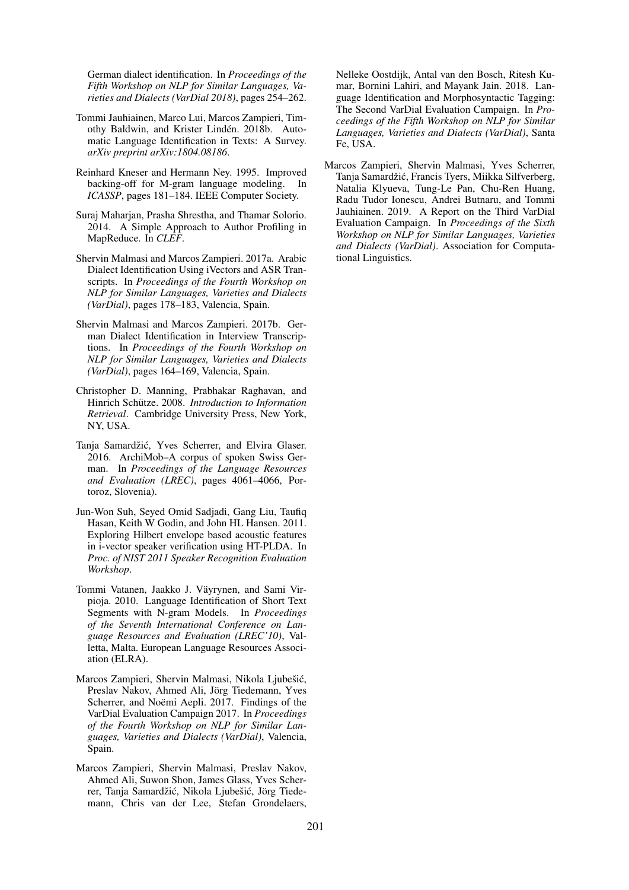German dialect identification. In *Proceedings of the Fifth Workshop on NLP for Similar Languages, Varieties and Dialects (VarDial 2018)*, pages 254–262.

Tommi Jauhiainen, Marco Lui, Marcos Zampieri, Timothy Baldwin, and Krister Lindén. 2018b. Automatic Language Identification in Texts: A Survey. *arXiv preprint arXiv:1804.08186*.

Reinhard Kneser and Hermann Ney. 1995. Improved backing-off for M-gram language modeling. In *ICASSP*, pages 181–184. IEEE Computer Society.

Suraj Maharjan, Prasha Shrestha, and Thamar Solorio. 2014. A Simple Approach to Author Profiling in MapReduce. In *CLEF*.

Shervin Malmasi and Marcos Zampieri. 2017a. Arabic Dialect Identification Using iVectors and ASR Transcripts. In *Proceedings of the Fourth Workshop on NLP for Similar Languages, Varieties and Dialects (VarDial)*, pages 178–183, Valencia, Spain.

Shervin Malmasi and Marcos Zampieri. 2017b. German Dialect Identification in Interview Transcriptions. In *Proceedings of the Fourth Workshop on NLP for Similar Languages, Varieties and Dialects (VarDial)*, pages 164–169, Valencia, Spain.

Christopher D. Manning, Prabhakar Raghavan, and Hinrich Schütze. 2008. *Introduction to Information Retrieval*. Cambridge University Press, New York, NY, USA.

Tanja Samardžić, Yves Scherrer, and Elvira Glaser. 2016. ArchiMob–A corpus of spoken Swiss German. In *Proceedings of the Language Resources and Evaluation (LREC)*, pages 4061–4066, Portoroz, Slovenia).

Jun-Won Suh, Seyed Omid Sadjadi, Gang Liu, Taufiq Hasan, Keith W Godin, and John HL Hansen. 2011. Exploring Hilbert envelope based acoustic features in i-vector speaker verification using HT-PLDA. In *Proc. of NIST 2011 Speaker Recognition Evaluation Workshop*.

Tommi Vatanen, Jaakko J. Väyrynen, and Sami Virpioja. 2010. Language Identification of Short Text Segments with N-gram Models. In *Proceedings of the Seventh International Conference on Language Resources and Evaluation (LREC'10)*, Valletta, Malta. European Language Resources Association (ELRA).

Marcos Zampieri, Shervin Malmasi, Nikola Ljubešić, Preslav Nakov, Ahmed Ali, Jörg Tiedemann, Yves Scherrer, and Noëmi Aepli. 2017. Findings of the VarDial Evaluation Campaign 2017. In *Proceedings of the Fourth Workshop on NLP for Similar Languages, Varieties and Dialects (VarDial)*, Valencia, Spain.

Marcos Zampieri, Shervin Malmasi, Preslav Nakov, Ahmed Ali, Suwon Shon, James Glass, Yves Scherrer, Tanja Samardžić, Nikola Ljubešić, Jörg Tiedemann, Chris van der Lee, Stefan Grondelaers, Nelleke Oostdijk, Antal van den Bosch, Ritesh Kumar, Bornini Lahiri, and Mayank Jain. 2018. Language Identification and Morphosyntactic Tagging: The Second VarDial Evaluation Campaign. In *Proceedings of the Fifth Workshop on NLP for Similar Languages, Varieties and Dialects (VarDial)*, Santa Fe, USA.

Marcos Zampieri, Shervin Malmasi, Yves Scherrer, Tanja Samardžić, Francis Tyers, Miikka Silfverberg, Natalia Klyueva, Tung-Le Pan, Chu-Ren Huang, Radu Tudor Ionescu, Andrei Butnaru, and Tommi Jauhiainen. 2019. A Report on the Third VarDial Evaluation Campaign. In *Proceedings of the Sixth Workshop on NLP for Similar Languages, Varieties and Dialects (VarDial)*. Association for Computational Linguistics.